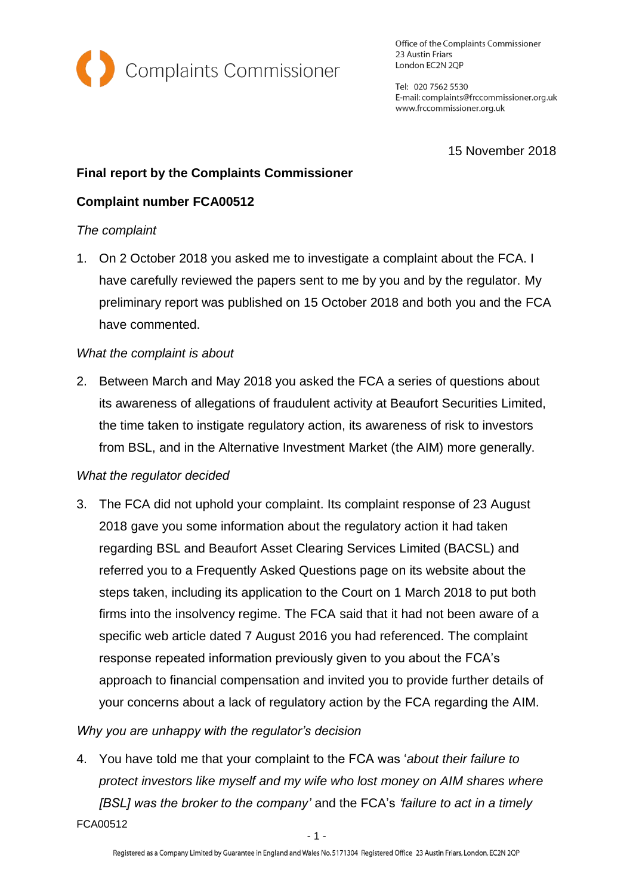Complaints Commissioner

Office of the Complaints Commissioner
23 Austin Friars
London EC2N 2QP

Tel: 020 7562 5530
E-mail: complaints@frccommissioner.org.uk
www.frccommissioner.org.uk

15 November 2018

**Final report by the Complaints Commissioner**

**Complaint number FCA00512**

*The complaint*

1. On 2 October 2018 you asked me to investigate a complaint about the FCA. I have carefully reviewed the papers sent to me by you and by the regulator. My preliminary report was published on 15 October 2018 and both you and the FCA have commented.

*What the complaint is about*

2. Between March and May 2018 you asked the FCA a series of questions about its awareness of allegations of fraudulent activity at Beaufort Securities Limited, the time taken to instigate regulatory action, its awareness of risk to investors from BSL, and in the Alternative Investment Market (the AIM) more generally.

*What the regulator decided*

3. The FCA did not uphold your complaint. Its complaint response of 23 August 2018 gave you some information about the regulatory action it had taken regarding BSL and Beaufort Asset Clearing Services Limited (BACSL) and referred you to a Frequently Asked Questions page on its website about the steps taken, including its application to the Court on 1 March 2018 to put both firms into the insolvency regime. The FCA said that it had not been aware of a specific web article dated 7 August 2016 you had referenced. The complaint response repeated information previously given to you about the FCA's approach to financial compensation and invited you to provide further details of your concerns about a lack of regulatory action by the FCA regarding the AIM.

*Why you are unhappy with the regulator's decision*

4. You have told me that your complaint to the FCA was '*about their failure to protect investors like myself and my wife who lost money on AIM shares where [BSL] was the broker to the company'* and the FCA's *'failure to act in a timely*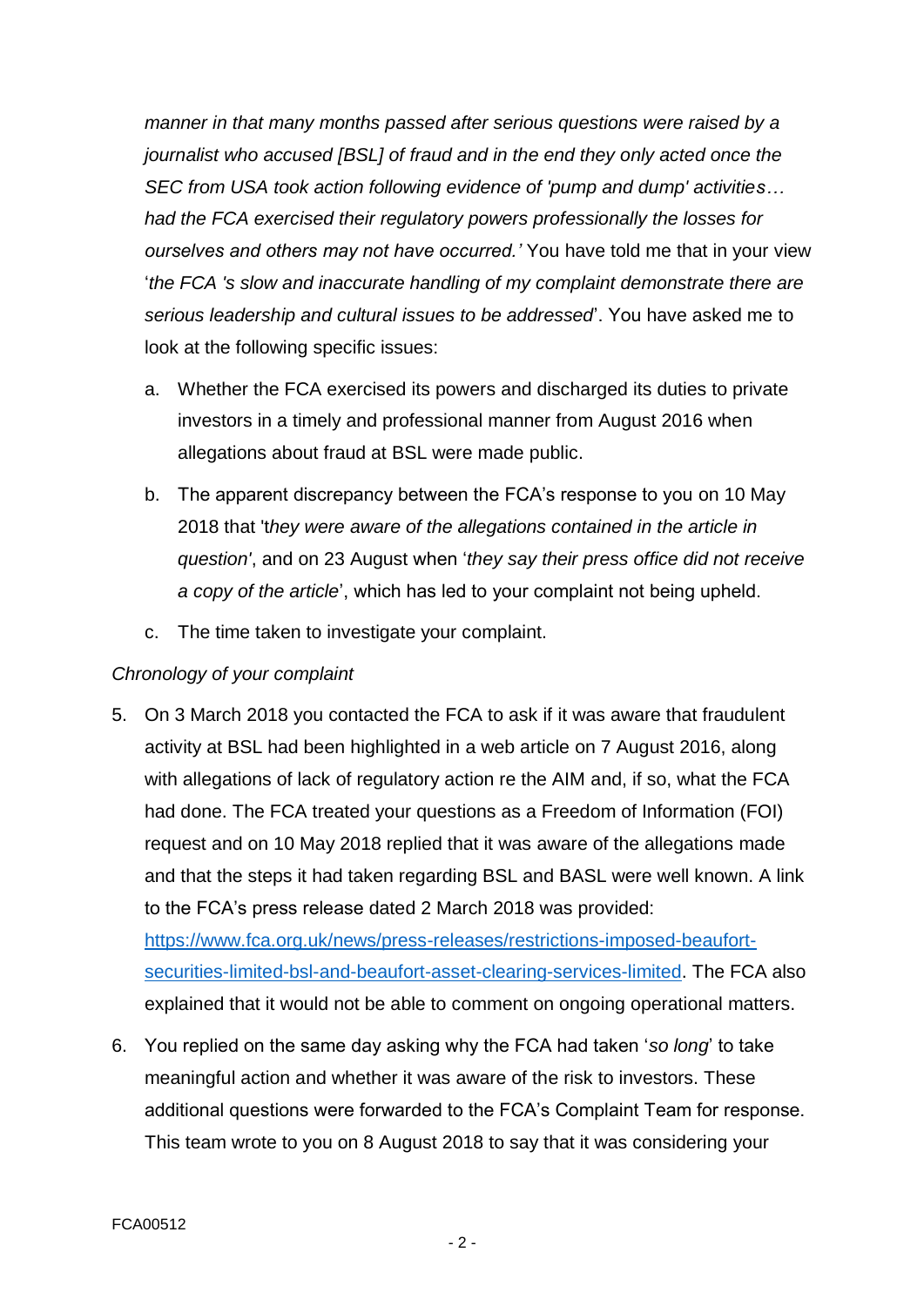*manner in that many months passed after serious questions were raised by a journalist who accused [BSL] of fraud and in the end they only acted once the SEC from USA took action following evidence of 'pump and dump' activities… had the FCA exercised their regulatory powers professionally the losses for ourselves and others may not have occurred.'* You have told me that in your view '*the FCA 's slow and inaccurate handling of my complaint demonstrate there are serious leadership and cultural issues to be addressed*'. You have asked me to look at the following specific issues:

a. Whether the FCA exercised its powers and discharged its duties to private investors in a timely and professional manner from August 2016 when allegations about fraud at BSL were made public.

b. The apparent discrepancy between the FCA's response to you on 10 May 2018 that 't*hey were aware of the allegations contained in the article in question'*, and on 23 August when '*they say their press office did not receive a copy of the article*', which has led to your complaint not being upheld.

c. The time taken to investigate your complaint.

*Chronology of your complaint*

5. On 3 March 2018 you contacted the FCA to ask if it was aware that fraudulent activity at BSL had been highlighted in a web article on 7 August 2016, along with allegations of lack of regulatory action re the AIM and, if so, what the FCA had done. The FCA treated your questions as a Freedom of Information (FOI) request and on 10 May 2018 replied that it was aware of the allegations made and that the steps it had taken regarding BSL and BASL were well known. A link to the FCA's press release dated 2 March 2018 was provided: [https://www.fca.org.uk/news/press-releases/restrictions-imposed-beaufort-securities-limited-bsl-and-beaufort-asset-clearing-services-limited](https://www.fca.org.uk/news/press-releases/restrictions-imposed-beaufort-securities-limited-bsl-and-beaufort-asset-clearing-services-limited). The FCA also explained that it would not be able to comment on ongoing operational matters.

6. You replied on the same day asking why the FCA had taken '*so long*' to take meaningful action and whether it was aware of the risk to investors. These additional questions were forwarded to the FCA's Complaint Team for response. This team wrote to you on 8 August 2018 to say that it was considering your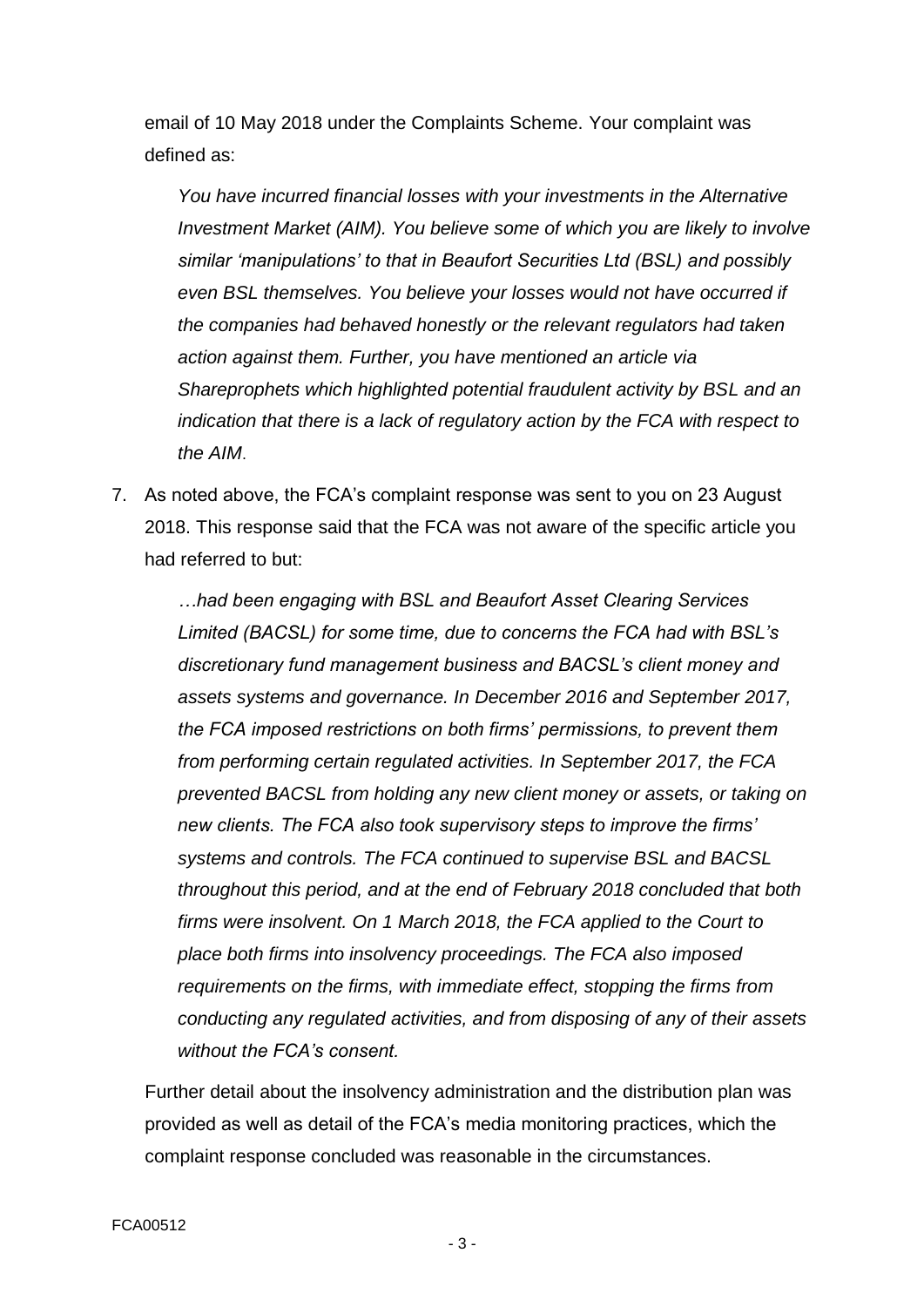email of 10 May 2018 under the Complaints Scheme. Your complaint was defined as:

> *You have incurred financial losses with your investments in the Alternative Investment Market (AIM). You believe some of which you are likely to involve similar 'manipulations' to that in Beaufort Securities Ltd (BSL) and possibly even BSL themselves. You believe your losses would not have occurred if the companies had behaved honestly or the relevant regulators had taken action against them. Further, you have mentioned an article via Shareprophets which highlighted potential fraudulent activity by BSL and an indication that there is a lack of regulatory action by the FCA with respect to the AIM*.

7. As noted above, the FCA's complaint response was sent to you on 23 August 2018. This response said that the FCA was not aware of the specific article you had referred to but:

   > *…had been engaging with BSL and Beaufort Asset Clearing Services Limited (BACSL) for some time, due to concerns the FCA had with BSL's discretionary fund management business and BACSL's client money and assets systems and governance. In December 2016 and September 2017, the FCA imposed restrictions on both firms' permissions, to prevent them from performing certain regulated activities. In September 2017, the FCA prevented BACSL from holding any new client money or assets, or taking on new clients. The FCA also took supervisory steps to improve the firms' systems and controls. The FCA continued to supervise BSL and BACSL throughout this period, and at the end of February 2018 concluded that both firms were insolvent. On 1 March 2018, the FCA applied to the Court to place both firms into insolvency proceedings. The FCA also imposed requirements on the firms, with immediate effect, stopping the firms from conducting any regulated activities, and from disposing of any of their assets without the FCA's consent.*

   Further detail about the insolvency administration and the distribution plan was provided as well as detail of the FCA's media monitoring practices, which the complaint response concluded was reasonable in the circumstances.

FCA00512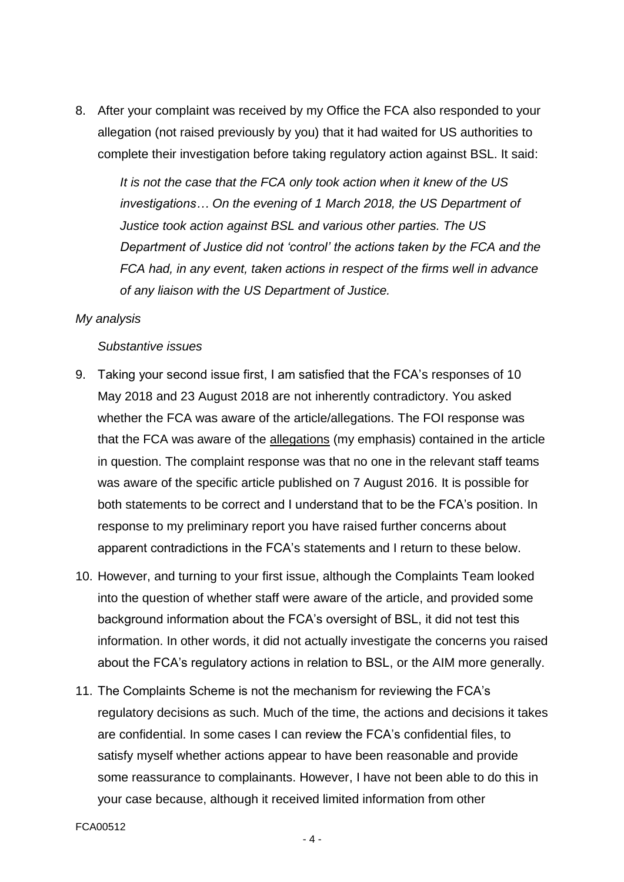8. After your complaint was received by my Office the FCA also responded to your allegation (not raised previously by you) that it had waited for US authorities to complete their investigation before taking regulatory action against BSL. It said:

   *It is not the case that the FCA only took action when it knew of the US investigations… On the evening of 1 March 2018, the US Department of Justice took action against BSL and various other parties. The US Department of Justice did not 'control' the actions taken by the FCA and the FCA had, in any event, taken actions in respect of the firms well in advance of any liaison with the US Department of Justice.*

*My analysis*

*Substantive issues*

9. Taking your second issue first, I am satisfied that the FCA's responses of 10 May 2018 and 23 August 2018 are not inherently contradictory. You asked whether the FCA was aware of the article/allegations. The FOI response was that the FCA was aware of the <u>allegations</u> (my emphasis) contained in the article in question. The complaint response was that no one in the relevant staff teams was aware of the specific article published on 7 August 2016. It is possible for both statements to be correct and I understand that to be the FCA's position. In response to my preliminary report you have raised further concerns about apparent contradictions in the FCA's statements and I return to these below.

10. However, and turning to your first issue, although the Complaints Team looked into the question of whether staff were aware of the article, and provided some background information about the FCA's oversight of BSL, it did not test this information. In other words, it did not actually investigate the concerns you raised about the FCA's regulatory actions in relation to BSL, or the AIM more generally.

11. The Complaints Scheme is not the mechanism for reviewing the FCA's regulatory decisions as such. Much of the time, the actions and decisions it takes are confidential. In some cases I can review the FCA's confidential files, to satisfy myself whether actions appear to have been reasonable and provide some reassurance to complainants. However, I have not been able to do this in your case because, although it received limited information from other

FCA00512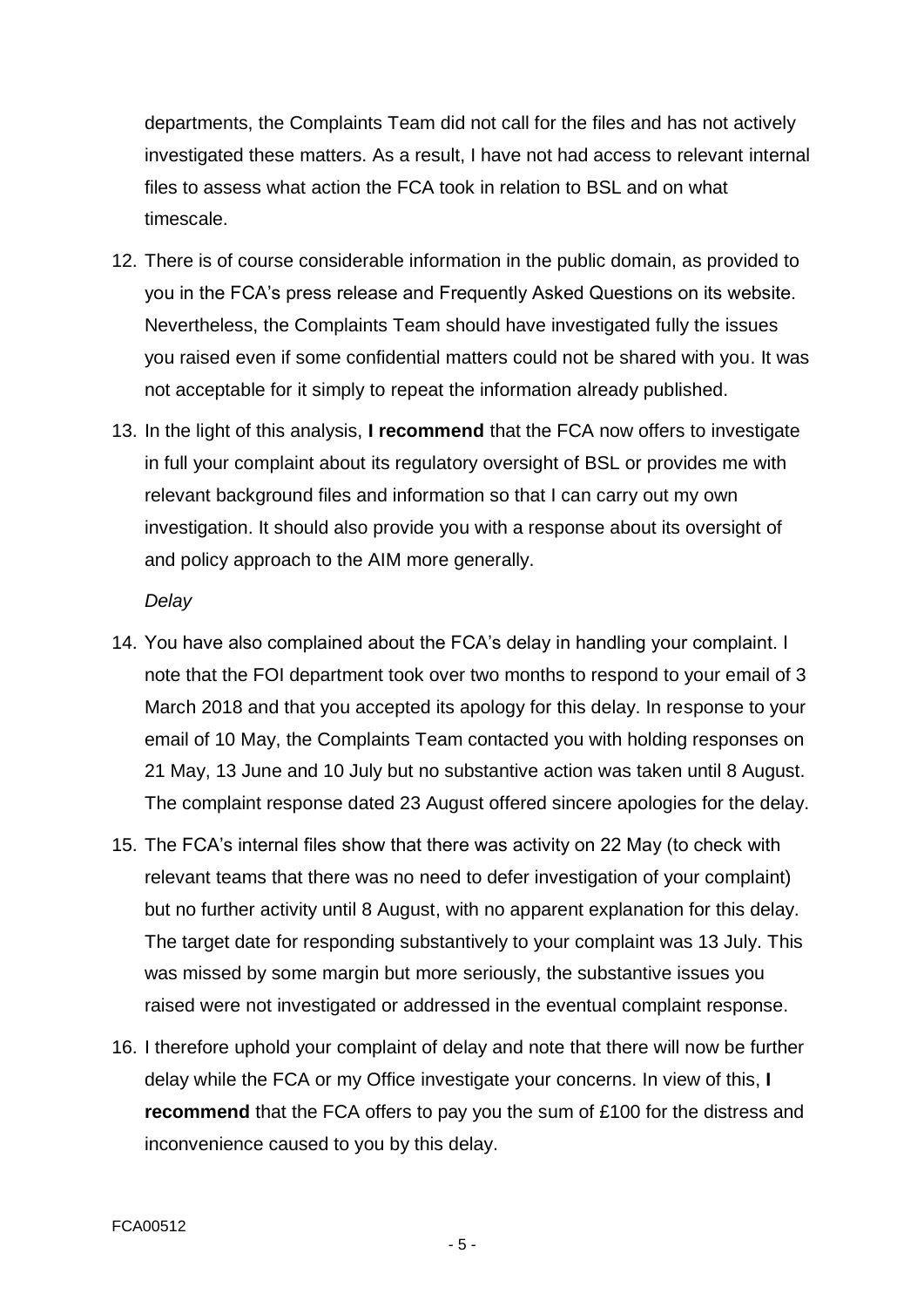departments, the Complaints Team did not call for the files and has not actively investigated these matters. As a result, I have not had access to relevant internal files to assess what action the FCA took in relation to BSL and on what timescale.

12. There is of course considerable information in the public domain, as provided to you in the FCA's press release and Frequently Asked Questions on its website. Nevertheless, the Complaints Team should have investigated fully the issues you raised even if some confidential matters could not be shared with you. It was not acceptable for it simply to repeat the information already published.

13. In the light of this analysis, **I recommend** that the FCA now offers to investigate in full your complaint about its regulatory oversight of BSL or provides me with relevant background files and information so that I can carry out my own investigation. It should also provide you with a response about its oversight of and policy approach to the AIM more generally.

*Delay*

14. You have also complained about the FCA's delay in handling your complaint. I note that the FOI department took over two months to respond to your email of 3 March 2018 and that you accepted its apology for this delay. In response to your email of 10 May, the Complaints Team contacted you with holding responses on 21 May, 13 June and 10 July but no substantive action was taken until 8 August. The complaint response dated 23 August offered sincere apologies for the delay.

15. The FCA's internal files show that there was activity on 22 May (to check with relevant teams that there was no need to defer investigation of your complaint) but no further activity until 8 August, with no apparent explanation for this delay. The target date for responding substantively to your complaint was 13 July. This was missed by some margin but more seriously, the substantive issues you raised were not investigated or addressed in the eventual complaint response.

16. I therefore uphold your complaint of delay and note that there will now be further delay while the FCA or my Office investigate your concerns. In view of this, **I recommend** that the FCA offers to pay you the sum of £100 for the distress and inconvenience caused to you by this delay.

FCA00512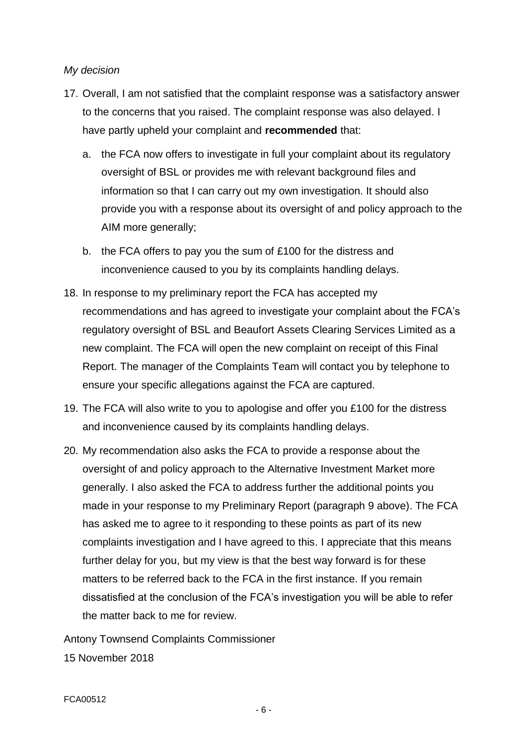*My decision*

17. Overall, I am not satisfied that the complaint response was a satisfactory answer to the concerns that you raised. The complaint response was also delayed. I have partly upheld your complaint and **recommended** that:

    a. the FCA now offers to investigate in full your complaint about its regulatory oversight of BSL or provides me with relevant background files and information so that I can carry out my own investigation. It should also provide you with a response about its oversight of and policy approach to the AIM more generally;

    b. the FCA offers to pay you the sum of £100 for the distress and inconvenience caused to you by its complaints handling delays.

18. In response to my preliminary report the FCA has accepted my recommendations and has agreed to investigate your complaint about the FCA's regulatory oversight of BSL and Beaufort Assets Clearing Services Limited as a new complaint. The FCA will open the new complaint on receipt of this Final Report. The manager of the Complaints Team will contact you by telephone to ensure your specific allegations against the FCA are captured.

19. The FCA will also write to you to apologise and offer you £100 for the distress and inconvenience caused by its complaints handling delays.

20. My recommendation also asks the FCA to provide a response about the oversight of and policy approach to the Alternative Investment Market more generally. I also asked the FCA to address further the additional points you made in your response to my Preliminary Report (paragraph 9 above). The FCA has asked me to agree to it responding to these points as part of its new complaints investigation and I have agreed to this. I appreciate that this means further delay for you, but my view is that the best way forward is for these matters to be referred back to the FCA in the first instance. If you remain dissatisfied at the conclusion of the FCA's investigation you will be able to refer the matter back to me for review.

Antony Townsend Complaints Commissioner

15 November 2018

FCA00512